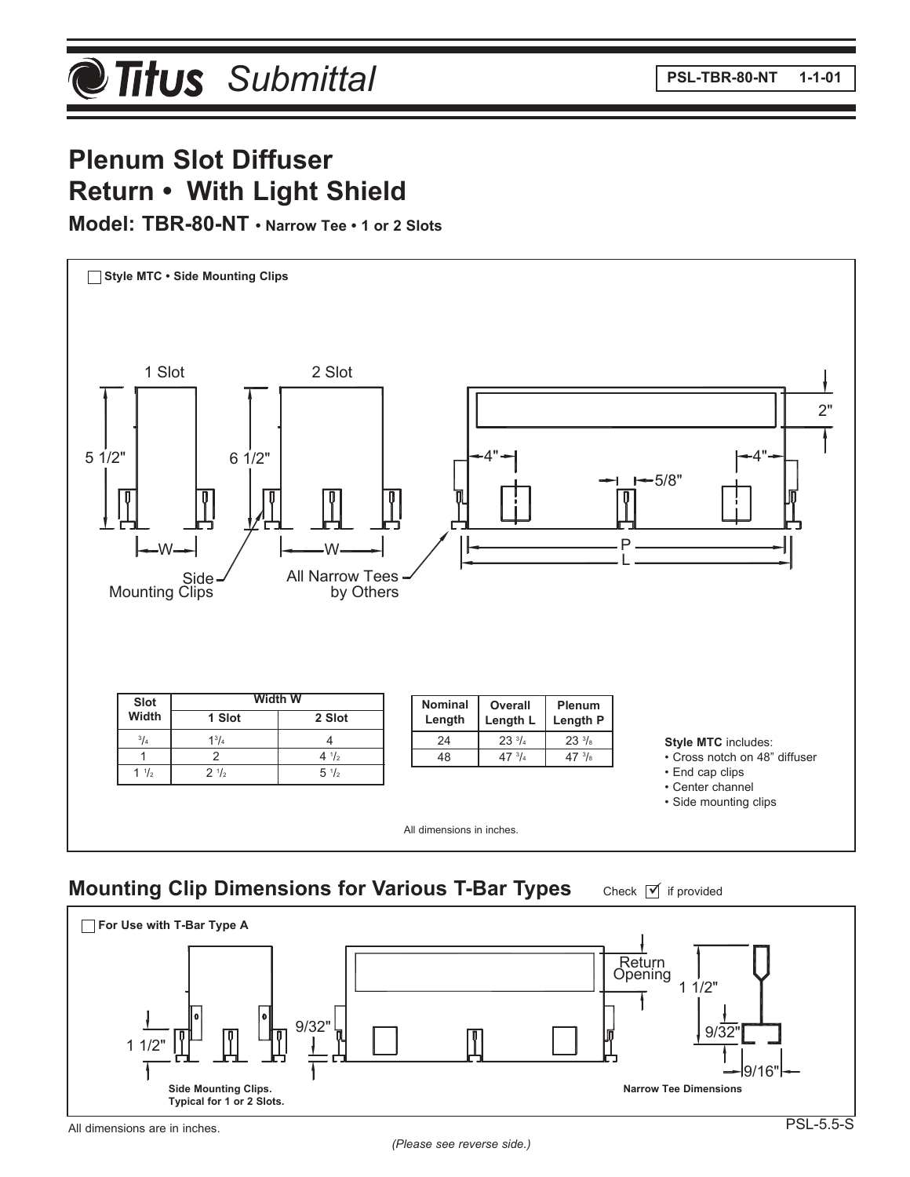Titus Submittal

PSL-TBR-80-NT 1-1-01

# Plenum Slot Diffuser
# Return • With Light Shield

## Model: TBR-80-NT • Narrow Tee • 1 or 2 Slots

☐ **Style MTC • Side Mounting Clips**

1 Slot

2 Slot

5 1/2"

6 1/2"

W

W

Side Mounting Clips

All Narrow Tees by Others

2"

4"

4"

5/8"

P

L

| Slot Width | Width W | |
|---|---|---|
| | 1 Slot | 2 Slot |
| 3/4 | 1 3/4 | 4 |
| 1 | 2 | 4 1/2 |
| 1 1/2 | 2 1/2 | 5 1/2 |

| Nominal Length | Overall Length L | Plenum Length P |
|---|---|---|
| 24 | 23 3/4 | 23 3/8 |
| 48 | 47 3/4 | 47 3/8 |

**Style MTC** includes:
- Cross notch on 48" diffuser
- End cap clips
- Center channel
- Side mounting clips

All dimensions in inches.

## Mounting Clip Dimensions for Various T-Bar Types

Check ☑ if provided

☐ **For Use with T-Bar Type A**

1 1/2"

9/32"

Return Opening

1 1/2"

9/32"

9/16"

**Side Mounting Clips. Typical for 1 or 2 Slots.**

**Narrow Tee Dimensions**

All dimensions are in inches.

PSL-5.5-S

*(Please see reverse side.)*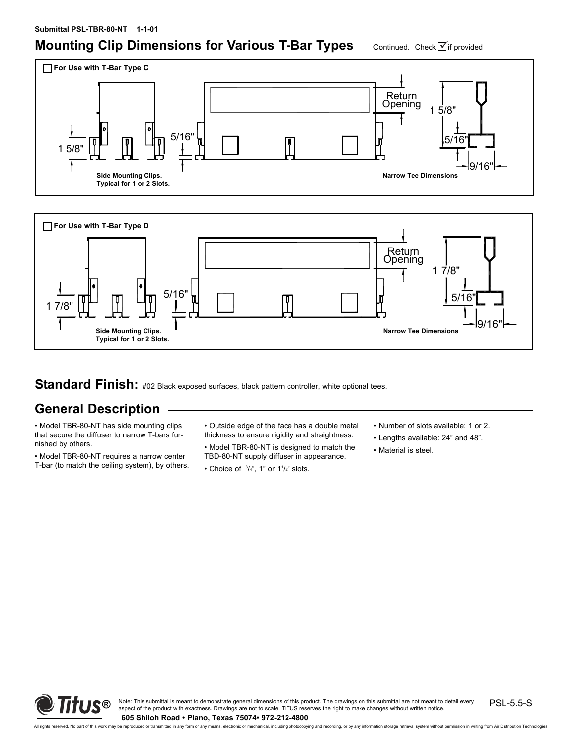Submittal PSL-TBR-80-NT 1-1-01

## Mounting Clip Dimensions for Various T-Bar Types

Continued. Check ☑ if provided

☐ **For Use with T-Bar Type C**

1 5/8"

5/16"

Return Opening

1 5/8"

5/16"

9/16"

**Side Mounting Clips. Typical for 1 or 2 Slots.**

**Narrow Tee Dimensions**

☐ **For Use with T-Bar Type D**

1 7/8"

5/16"

Return Opening

1 7/8"

5/16"

9/16"

**Side Mounting Clips. Typical for 1 or 2 Slots.**

**Narrow Tee Dimensions**

## Standard Finish: #02 Black exposed surfaces, black pattern controller, white optional tees.

## General Description

- Model TBR-80-NT has side mounting clips that secure the diffuser to narrow T-bars furnished by others.
- Model TBR-80-NT requires a narrow center T-bar (to match the ceiling system), by others.
- Outside edge of the face has a double metal thickness to ensure rigidity and straightness.
- Model TBR-80-NT is designed to match the TBD-80-NT supply diffuser in appearance.
- Choice of 3/4", 1" or 1 1/2" slots.
- Number of slots available: 1 or 2.
- Lengths available: 24" and 48".
- Material is steel.

Titus®

Note: This submittal is meant to demonstrate general dimensions of this product. The drawings on this submittal are not meant to detail every aspect of the product with exactness. Drawings are not to scale. TITUS reserves the right to make changes without written notice.

**605 Shiloh Road • Plano, Texas 75074• 972-212-4800**

PSL-5.5-S

All rights reserved. No part of this work may be reproduced or transmitted in any form or any means, electronic or mechanical, including photocopying and recording, or by any information storage retrieval system without permission in writing from Air Distribution Technologies